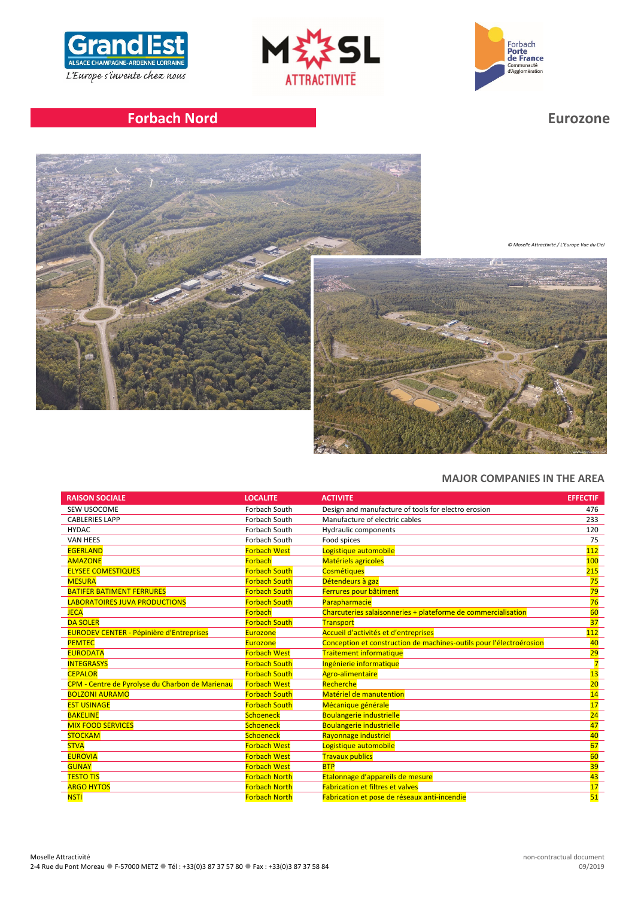## Forbach Nord

## Eurozone

*© Moselle Attractivité / L'Europe Vue du Ciel*

### MAJOR COMPANIES IN THE AREA

| RAISON SOCIALE | LOCALITE | ACTIVITE | EFFECTIF |
|---|---|---|---|
| SEW USOCOME | Forbach South | Design and manufacture of tools for electro erosion | 476 |
| CABLERIES LAPP | Forbach South | Manufacture of electric cables | 233 |
| HYDAC | Forbach South | Hydraulic components | 120 |
| VAN HEES | Forbach South | Food spices | 75 |
| EGERLAND | Forbach West | Logistique automobile | 112 |
| AMAZONE | Forbach | Matériels agricoles | 100 |
| ELYSEE COMESTIQUES | Forbach South | Cosmétiques | 215 |
| MESURA | Forbach South | Détendeurs à gaz | 75 |
| BATIFER BATIMENT FERRURES | Forbach South | Ferrures pour bâtiment | 79 |
| LABORATOIRES JUVA PRODUCTIONS | Forbach South | Parapharmacie | 76 |
| JECA | Forbach | Charcuteries salaisonneries + plateforme de commercialisation | 60 |
| DA SOLER | Forbach South | Transport | 37 |
| EURODEV CENTER - Pépinière d'Entreprises | Eurozone | Accueil d'activités et d'entreprises | 112 |
| PEMTEC | Eurozone | Conception et construction de machines-outils pour l'électroérosion | 40 |
| EURODATA | Forbach West | Traitement informatique | 29 |
| INTEGRASYS | Forbach South | Ingénierie informatique | 7 |
| CEPALOR | Forbach South | Agro-alimentaire | 13 |
| CPM - Centre de Pyrolyse du Charbon de Marienau | Forbach West | Recherche | 20 |
| BOLZONI AURAMO | Forbach South | Matériel de manutention | 14 |
| EST USINAGE | Forbach South | Mécanique générale | 17 |
| BAKELINE | Schoeneck | Boulangerie industrielle | 24 |
| MIX FOOD SERVICES | Schoeneck | Boulangerie industrielle | 47 |
| STOCKAM | Schoeneck | Rayonnage industriel | 40 |
| STVA | Forbach West | Logistique automobile | 67 |
| EUROVIA | Forbach West | Travaux publics | 60 |
| GUNAY | Forbach West | BTP | 39 |
| TESTO TIS | Forbach North | Etalonnage d'appareils de mesure | 43 |
| ARGO HYTOS | Forbach North | Fabrication et filtres et valves | 17 |
| NSTI | Forbach North | Fabrication et pose de réseaux anti-incendie | 51 |

Moselle Attractivité
2-4 Rue du Pont Moreau ● F-57000 METZ ● Tél : +33(0)3 87 37 57 80 ● Fax : +33(0)3 87 37 58 84

non-contractual document
09/2019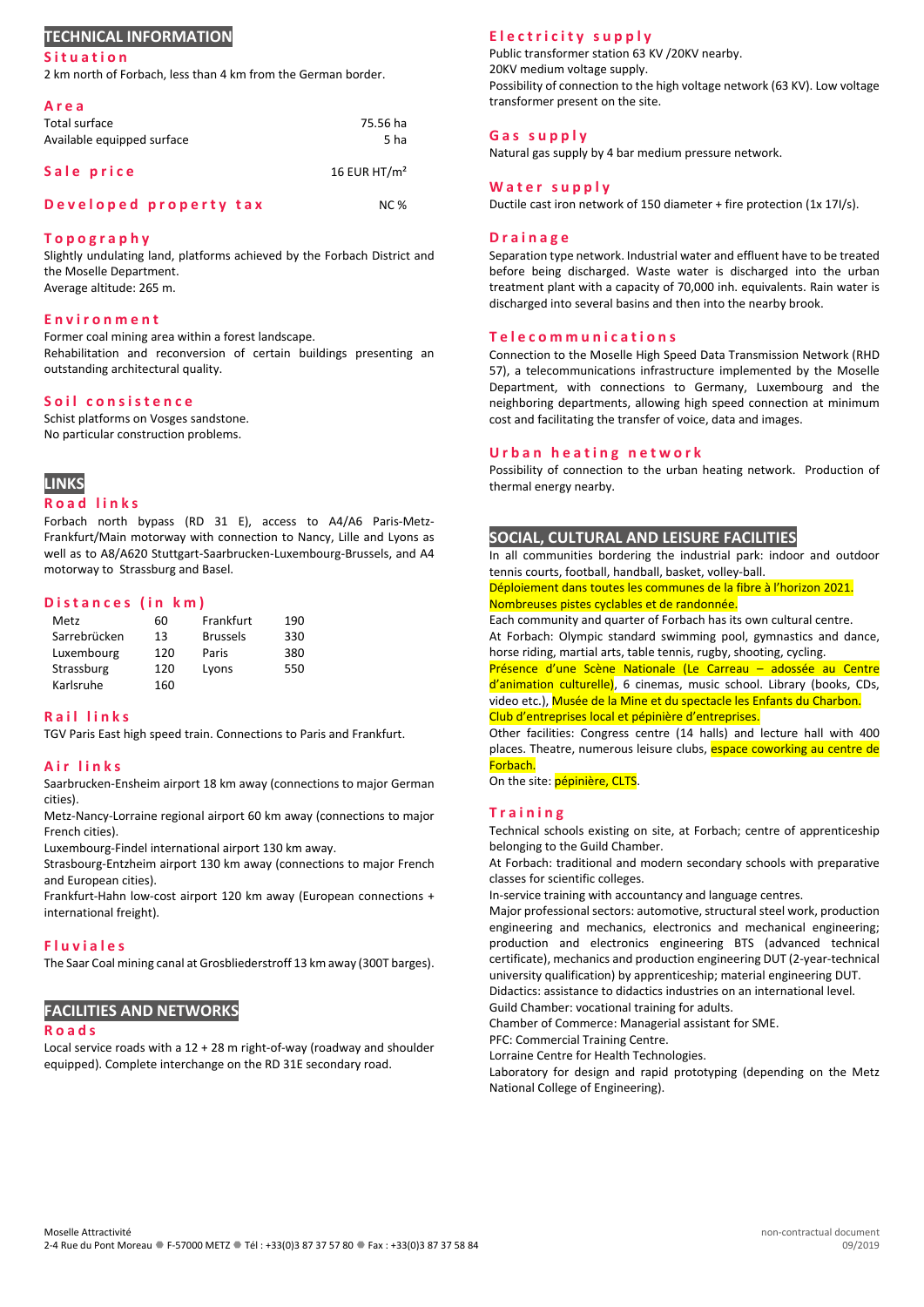## TECHNICAL INFORMATION

### Situation

2 km north of Forbach, less than 4 km from the German border.

### Area

| | |
|---|---|
| Total surface | 75.56 ha |
| Available equipped surface | 5 ha |

### Sale price

16 EUR HT/m²

### Developed property tax

NC %

### Topography

Slightly undulating land, platforms achieved by the Forbach District and the Moselle Department.
Average altitude: 265 m.

### Environment

Former coal mining area within a forest landscape.
Rehabilitation and reconversion of certain buildings presenting an outstanding architectural quality.

### Soil consistence

Schist platforms on Vosges sandstone.
No particular construction problems.

## LINKS

### Road links

Forbach north bypass (RD 31 E), access to A4/A6 Paris-Metz-Frankfurt/Main motorway with connection to Nancy, Lille and Lyons as well as to A8/A620 Stuttgart-Saarbrucken-Luxembourg-Brussels, and A4 motorway to Strassburg and Basel.

### Distances (in km)

| | | | |
|---|---|---|---|
| Metz | 60 | Frankfurt | 190 |
| Sarrebrücken | 13 | Brussels | 330 |
| Luxembourg | 120 | Paris | 380 |
| Strassburg | 120 | Lyons | 550 |
| Karlsruhe | 160 | | |

### Rail links

TGV Paris East high speed train. Connections to Paris and Frankfurt.

### Air links

Saarbrucken-Ensheim airport 18 km away (connections to major German cities).
Metz-Nancy-Lorraine regional airport 60 km away (connections to major French cities).
Luxembourg-Findel international airport 130 km away.
Strasbourg-Entzheim airport 130 km away (connections to major French and European cities).
Frankfurt-Hahn low-cost airport 120 km away (European connections + international freight).

### Fluviales

The Saar Coal mining canal at Grosbliederstroff 13 km away (300T barges).

## FACILITIES AND NETWORKS

### Roads

Local service roads with a 12 + 28 m right-of-way (roadway and shoulder equipped). Complete interchange on the RD 31E secondary road.

### Electricity supply

Public transformer station 63 KV /20KV nearby.
20KV medium voltage supply.
Possibility of connection to the high voltage network (63 KV). Low voltage transformer present on the site.

### Gas supply

Natural gas supply by 4 bar medium pressure network.

### Water supply

Ductile cast iron network of 150 diameter + fire protection (1x 17l/s).

### Drainage

Separation type network. Industrial water and effluent have to be treated before being discharged. Waste water is discharged into the urban treatment plant with a capacity of 70,000 inh. equivalents. Rain water is discharged into several basins and then into the nearby brook.

### Telecommunications

Connection to the Moselle High Speed Data Transmission Network (RHD 57), a telecommunications infrastructure implemented by the Moselle Department, with connections to Germany, Luxembourg and the neighboring departments, allowing high speed connection at minimum cost and facilitating the transfer of voice, data and images.

### Urban heating network

Possibility of connection to the urban heating network. Production of thermal energy nearby.

## SOCIAL, CULTURAL AND LEISURE FACILITIES

In all communities bordering the industrial park: indoor and outdoor tennis courts, football, handball, basket, volley-ball.
Déploiement dans toutes les communes de la fibre à l'horizon 2021.
Nombreuses pistes cyclables et de randonnée.
Each community and quarter of Forbach has its own cultural centre.
At Forbach: Olympic standard swimming pool, gymnastics and dance, horse riding, martial arts, table tennis, rugby, shooting, cycling.
Présence d'une Scène Nationale (Le Carreau – adossée au Centre d'animation culturelle), 6 cinemas, music school. Library (books, CDs, video etc.), Musée de la Mine et du spectacle les Enfants du Charbon.
Club d'entreprises local et pépinière d'entreprises.
Other facilities: Congress centre (14 halls) and lecture hall with 400 places. Theatre, numerous leisure clubs, espace coworking au centre de Forbach.
On the site: pépinière, CLTS.

### Training

Technical schools existing on site, at Forbach; centre of apprenticeship belonging to the Guild Chamber.
At Forbach: traditional and modern secondary schools with preparative classes for scientific colleges.
In-service training with accountancy and language centres.
Major professional sectors: automotive, structural steel work, production engineering and mechanics, electronics and mechanical engineering; production and electronics engineering BTS (advanced technical certificate), mechanics and production engineering DUT (2-year-technical university qualification) by apprenticeship; material engineering DUT.
Didactics: assistance to didactics industries on an international level.
Guild Chamber: vocational training for adults.
Chamber of Commerce: Managerial assistant for SME.
PFC: Commercial Training Centre.
Lorraine Centre for Health Technologies.
Laboratory for design and rapid prototyping (depending on the Metz National College of Engineering).

Moselle Attractivité
2-4 Rue du Pont Moreau ● F-57000 METZ ● Tél : +33(0)3 87 37 57 80 ● Fax : +33(0)3 87 37 58 84

non-contractual document
09/2019